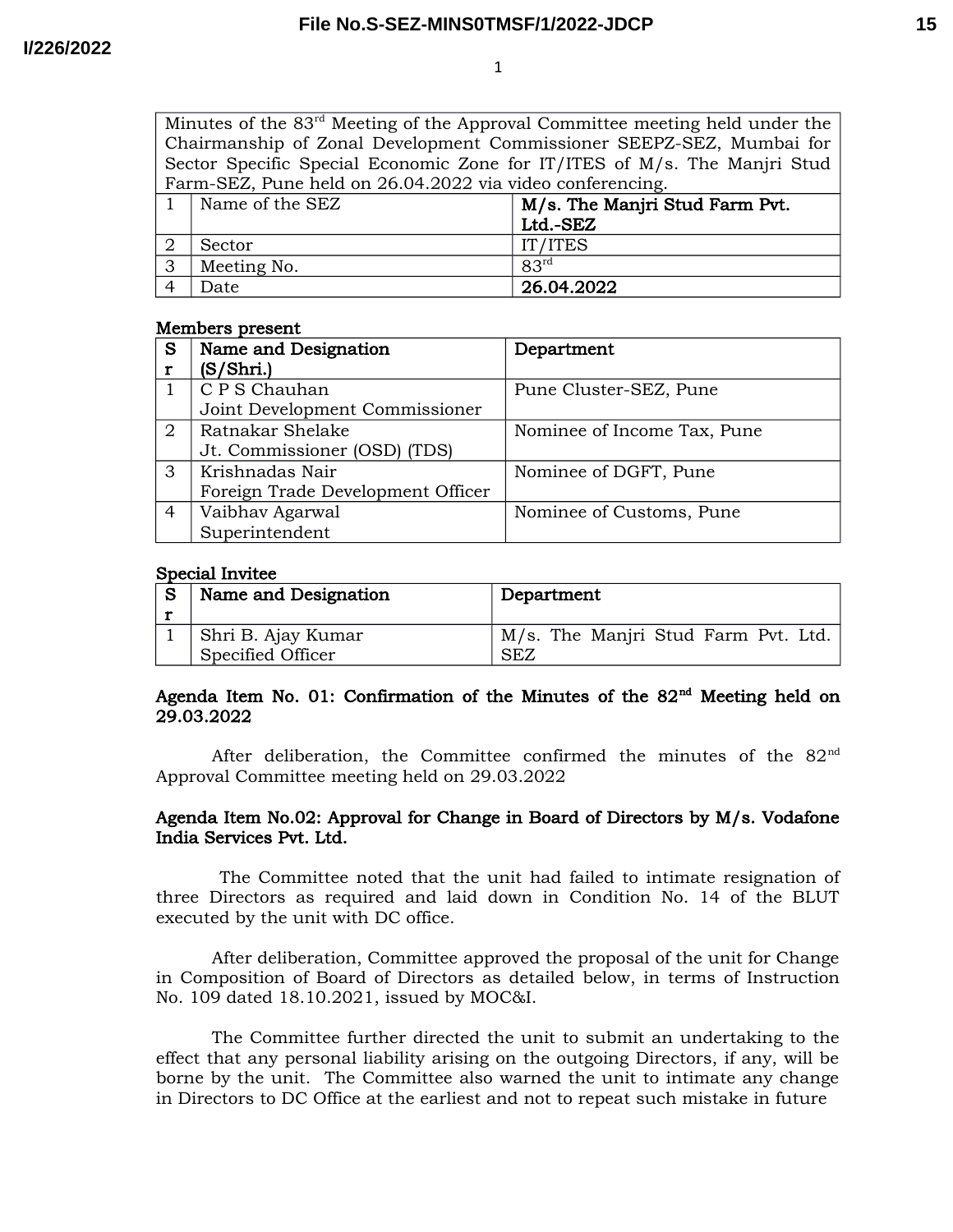| Minutes of the 83rd Meeting of the Approval Committee meeting held under the Chairmanship of Zonal Development Commissioner SEEPZ-SEZ, Mumbai for Sector Specific Special Economic Zone for IT/ITES of M/s. The Manjri Stud Farm-SEZ, Pune held on 26.04.2022 via video conferencing. | | |
|---|---|---|
| 1 | Name of the SEZ | **M/s. The Manjri Stud Farm Pvt. Ltd.-SEZ** |
| 2 | Sector | IT/ITES |
| 3 | Meeting No. | 83rd |
| 4 | Date | **26.04.2022** |

**Members present**

| Sr | Name and Designation (S/Shri.) | Department |
|---|---|---|
| 1 | C P S Chauhan<br>Joint Development Commissioner | Pune Cluster-SEZ, Pune |
| 2 | Ratnakar Shelake<br>Jt. Commissioner (OSD) (TDS) | Nominee of Income Tax, Pune |
| 3 | Krishnadas Nair<br>Foreign Trade Development Officer | Nominee of DGFT, Pune |
| 4 | Vaibhav Agarwal<br>Superintendent | Nominee of Customs, Pune |

**Special Invitee**

| Sr | Name and Designation | Department |
|---|---|---|
| 1 | Shri B. Ajay Kumar<br>Specified Officer | M/s. The Manjri Stud Farm Pvt. Ltd. SEZ |

**Agenda Item No. 01: Confirmation of the Minutes of the 82nd Meeting held on 29.03.2022**

After deliberation, the Committee confirmed the minutes of the 82nd Approval Committee meeting held on 29.03.2022

**Agenda Item No.02: Approval for Change in Board of Directors by M/s. Vodafone India Services Pvt. Ltd.**

The Committee noted that the unit had failed to intimate resignation of three Directors as required and laid down in Condition No. 14 of the BLUT executed by the unit with DC office.

After deliberation, Committee approved the proposal of the unit for Change in Composition of Board of Directors as detailed below, in terms of Instruction No. 109 dated 18.10.2021, issued by MOC&I.

The Committee further directed the unit to submit an undertaking to the effect that any personal liability arising on the outgoing Directors, if any, will be borne by the unit. The Committee also warned the unit to intimate any change in Directors to DC Office at the earliest and not to repeat such mistake in future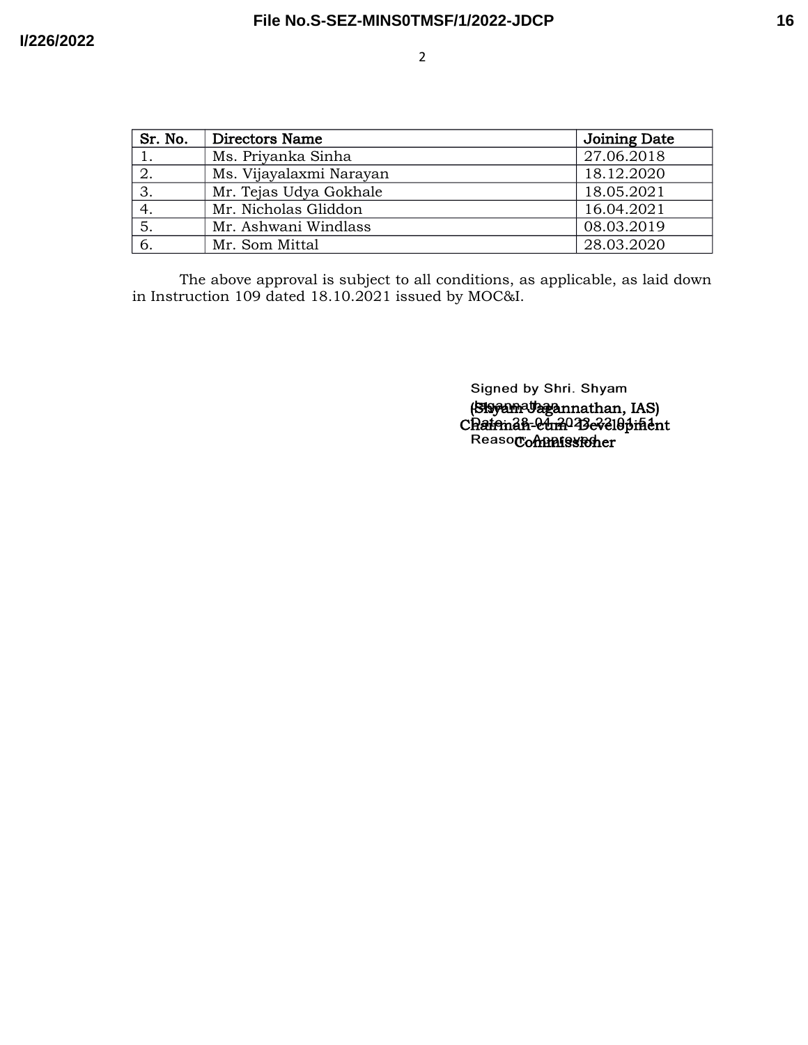| Sr. No. | Directors Name | Joining Date |
|---|---|---|
| 1. | Ms. Priyanka Sinha | 27.06.2018 |
| 2. | Ms. Vijayalaxmi Narayan | 18.12.2020 |
| 3. | Mr. Tejas Udya Gokhale | 18.05.2021 |
| 4. | Mr. Nicholas Gliddon | 16.04.2021 |
| 5. | Mr. Ashwani Windlass | 08.03.2019 |
| 6. | Mr. Som Mittal | 28.03.2020 |

The above approval is subject to all conditions, as applicable, as laid down in Instruction 109 dated 18.10.2021 issued by MOC&I.

Signed by Shri. Shyam Jagannathan
Date: 28-04-2023 22:01:51
Reason: Approved

(Shyam Jagannathan, IAS)
Chairman-cum-Development Commissioner